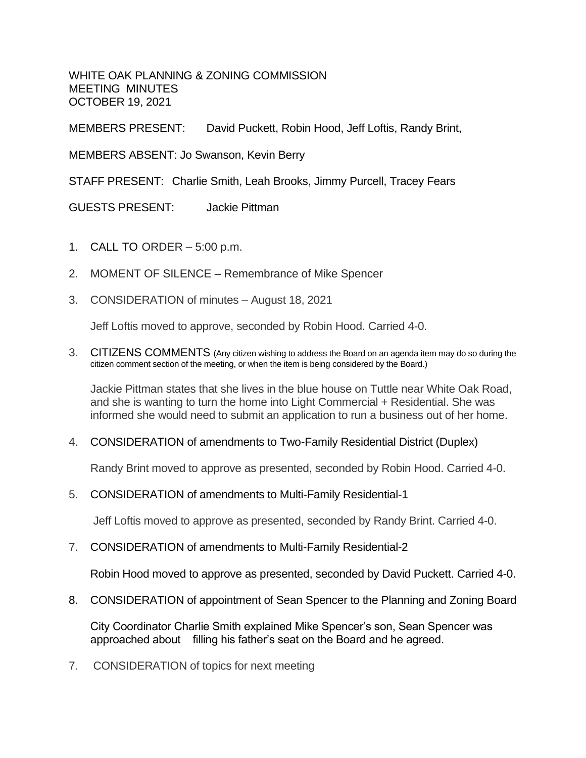WHITE OAK PLANNING & ZONING COMMISSION
MEETING MINUTES
OCTOBER 19, 2021

MEMBERS PRESENT: David Puckett, Robin Hood, Jeff Loftis, Randy Brint,

MEMBERS ABSENT: Jo Swanson, Kevin Berry

STAFF PRESENT: Charlie Smith, Leah Brooks, Jimmy Purcell, Tracey Fears

GUESTS PRESENT: Jackie Pittman

1. CALL TO ORDER – 5:00 p.m.

2. MOMENT OF SILENCE – Remembrance of Mike Spencer

3. CONSIDERATION of minutes – August 18, 2021

   Jeff Loftis moved to approve, seconded by Robin Hood. Carried 4-0.

3. CITIZENS COMMENTS (Any citizen wishing to address the Board on an agenda item may do so during the citizen comment section of the meeting, or when the item is being considered by the Board.)

   Jackie Pittman states that she lives in the blue house on Tuttle near White Oak Road, and she is wanting to turn the home into Light Commercial + Residential. She was informed she would need to submit an application to run a business out of her home.

4. CONSIDERATION of amendments to Two-Family Residential District (Duplex)

   Randy Brint moved to approve as presented, seconded by Robin Hood. Carried 4-0.

5. CONSIDERATION of amendments to Multi-Family Residential-1

   Jeff Loftis moved to approve as presented, seconded by Randy Brint. Carried 4-0.

7. CONSIDERATION of amendments to Multi-Family Residential-2

   Robin Hood moved to approve as presented, seconded by David Puckett. Carried 4-0.

8. CONSIDERATION of appointment of Sean Spencer to the Planning and Zoning Board

   City Coordinator Charlie Smith explained Mike Spencer's son, Sean Spencer was approached about filling his father's seat on the Board and he agreed.

7. CONSIDERATION of topics for next meeting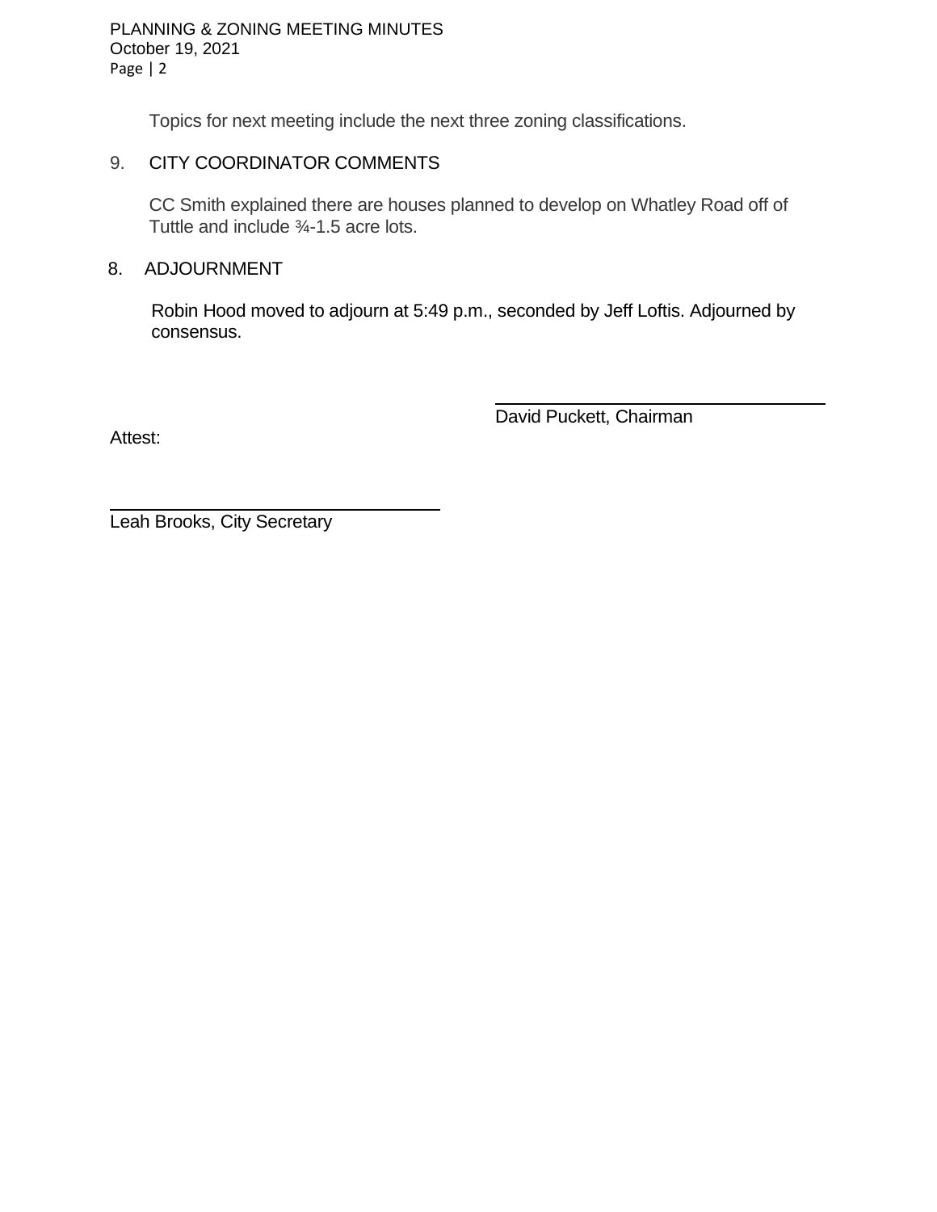Topics for next meeting include the next three zoning classifications.

## 9. CITY COORDINATOR COMMENTS

CC Smith explained there are houses planned to develop on Whatley Road off of Tuttle and include ¾-1.5 acre lots.

## 8. ADJOURNMENT

Robin Hood moved to adjourn at 5:49 p.m., seconded by Jeff Loftis. Adjourned by consensus.

\_\_\_\_\_\_\_\_\_\_\_\_\_\_\_\_\_\_\_\_\_\_\_\_\_\_\_\_\_\_
David Puckett, Chairman

Attest:

\_\_\_\_\_\_\_\_\_\_\_\_\_\_\_\_\_\_\_\_\_\_\_\_\_\_\_\_\_\_
Leah Brooks, City Secretary